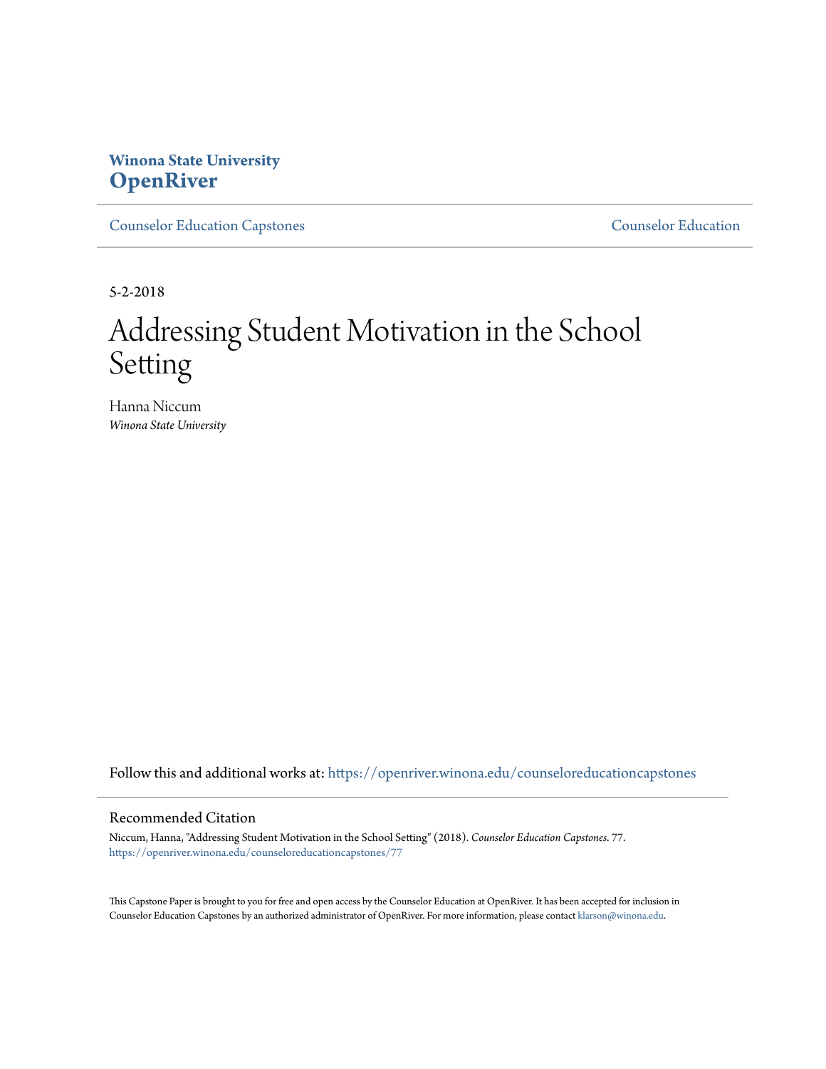**Winona State University**
# OpenRiver

Counselor Education Capstones | Counselor Education

5-2-2018

# Addressing Student Motivation in the School Setting

Hanna Niccum
*Winona State University*

Follow this and additional works at: https://openriver.winona.edu/counseloreducationcapstones

## Recommended Citation

Niccum, Hanna, "Addressing Student Motivation in the School Setting" (2018). *Counselor Education Capstones*. 77.
https://openriver.winona.edu/counseloreducationcapstones/77

This Capstone Paper is brought to you for free and open access by the Counselor Education at OpenRiver. It has been accepted for inclusion in Counselor Education Capstones by an authorized administrator of OpenRiver. For more information, please contact klarson@winona.edu.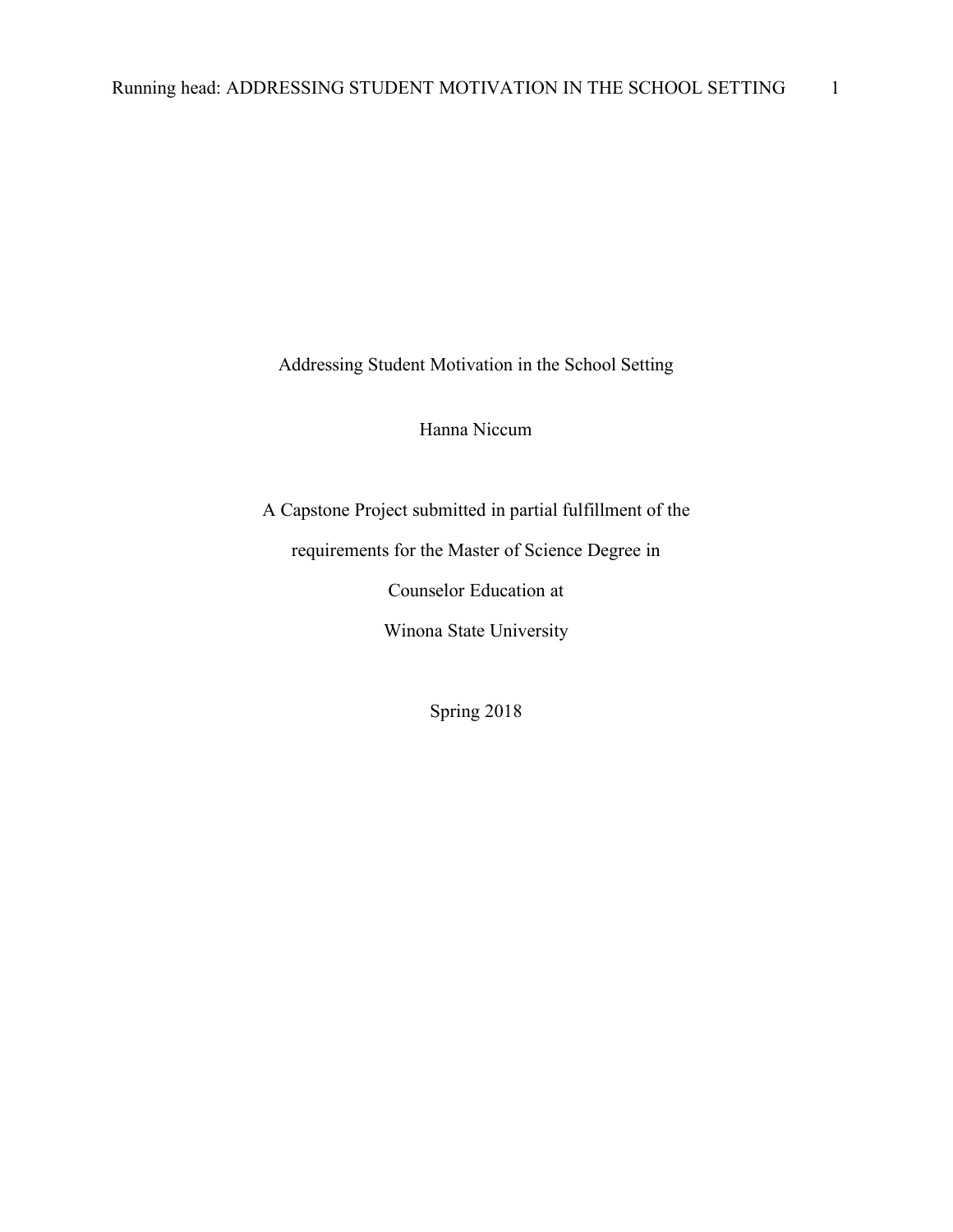# Addressing Student Motivation in the School Setting

Hanna Niccum

A Capstone Project submitted in partial fulfillment of the

requirements for the Master of Science Degree in

Counselor Education at

Winona State University

Spring 2018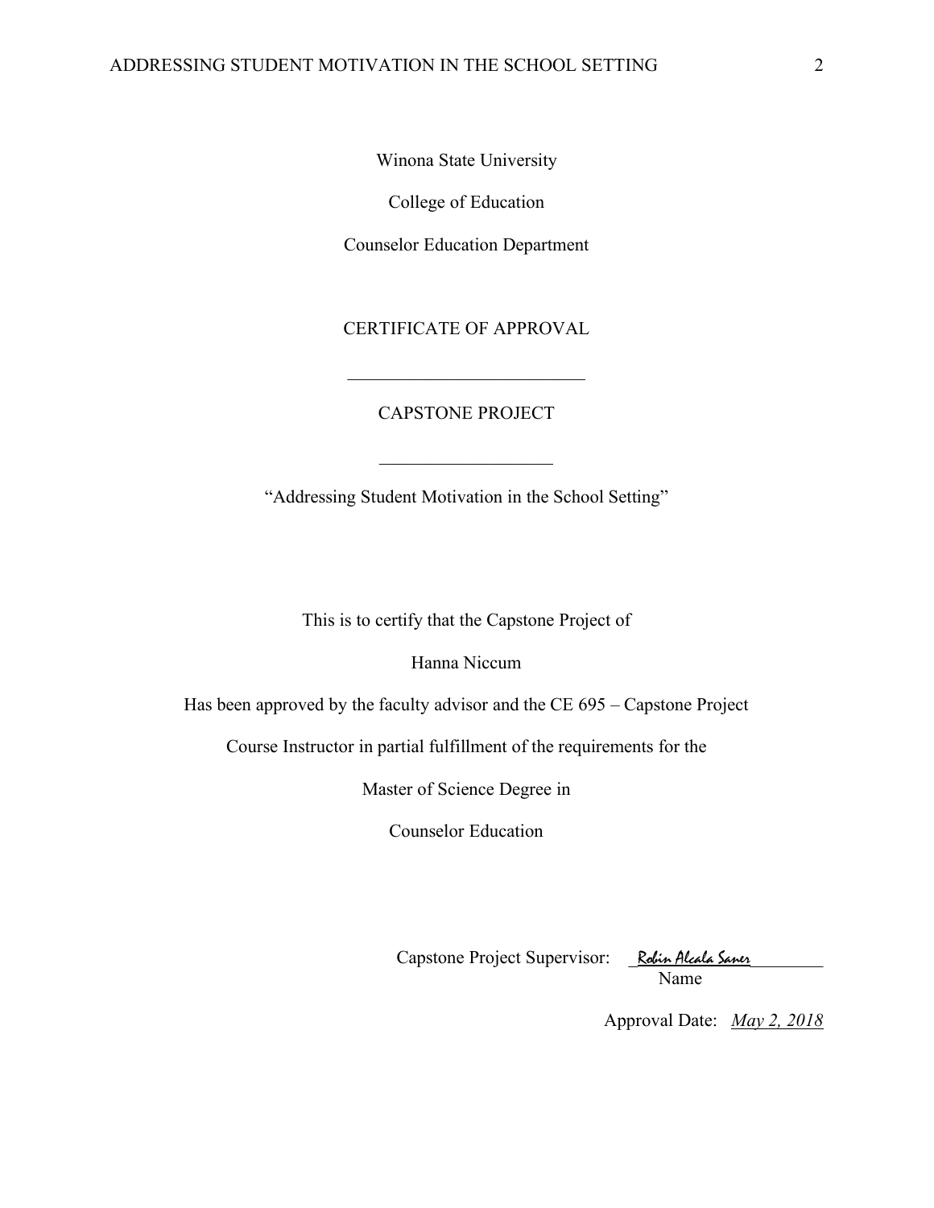Winona State University

College of Education

Counselor Education Department

CERTIFICATE OF APPROVAL

___________________________

CAPSTONE PROJECT

___________________

"Addressing Student Motivation in the School Setting"

This is to certify that the Capstone Project of

Hanna Niccum

Has been approved by the faculty advisor and the CE 695 – Capstone Project

Course Instructor in partial fulfillment of the requirements for the

Master of Science Degree in

Counselor Education

Capstone Project Supervisor: _Robin Alcala Saner_________
Name

Approval Date: *May 2, 2018*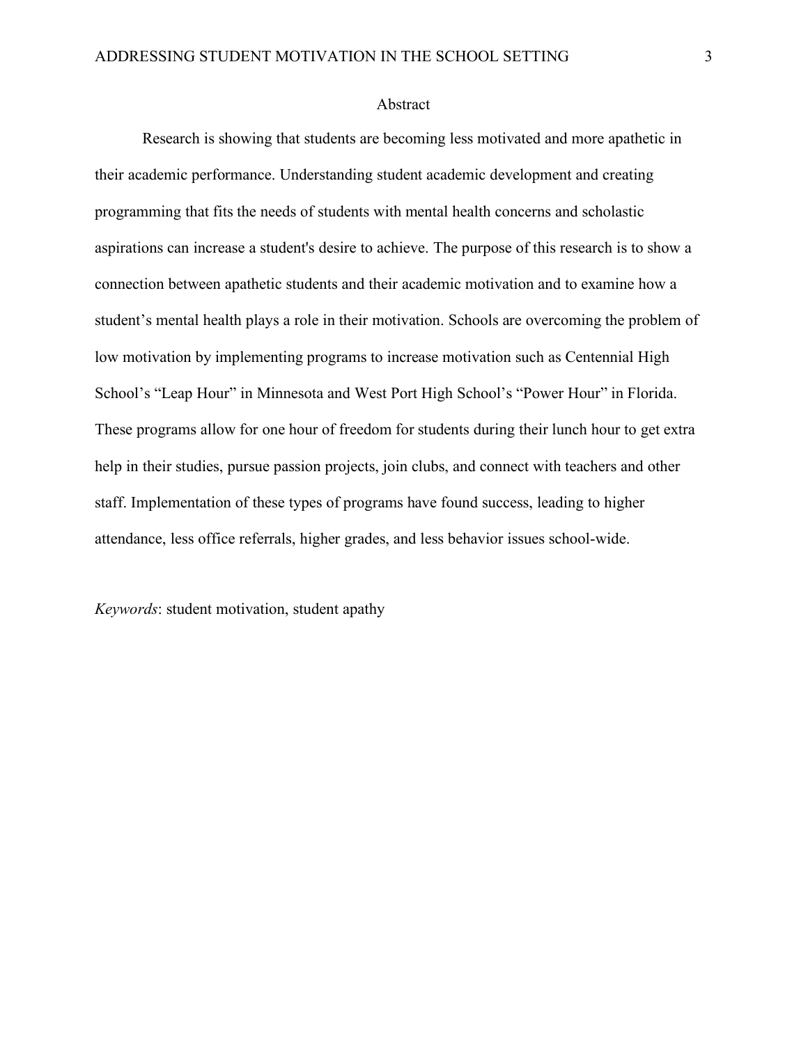## Abstract

Research is showing that students are becoming less motivated and more apathetic in their academic performance. Understanding student academic development and creating programming that fits the needs of students with mental health concerns and scholastic aspirations can increase a student's desire to achieve. The purpose of this research is to show a connection between apathetic students and their academic motivation and to examine how a student's mental health plays a role in their motivation. Schools are overcoming the problem of low motivation by implementing programs to increase motivation such as Centennial High School's "Leap Hour" in Minnesota and West Port High School's "Power Hour" in Florida. These programs allow for one hour of freedom for students during their lunch hour to get extra help in their studies, pursue passion projects, join clubs, and connect with teachers and other staff. Implementation of these types of programs have found success, leading to higher attendance, less office referrals, higher grades, and less behavior issues school-wide.

*Keywords*: student motivation, student apathy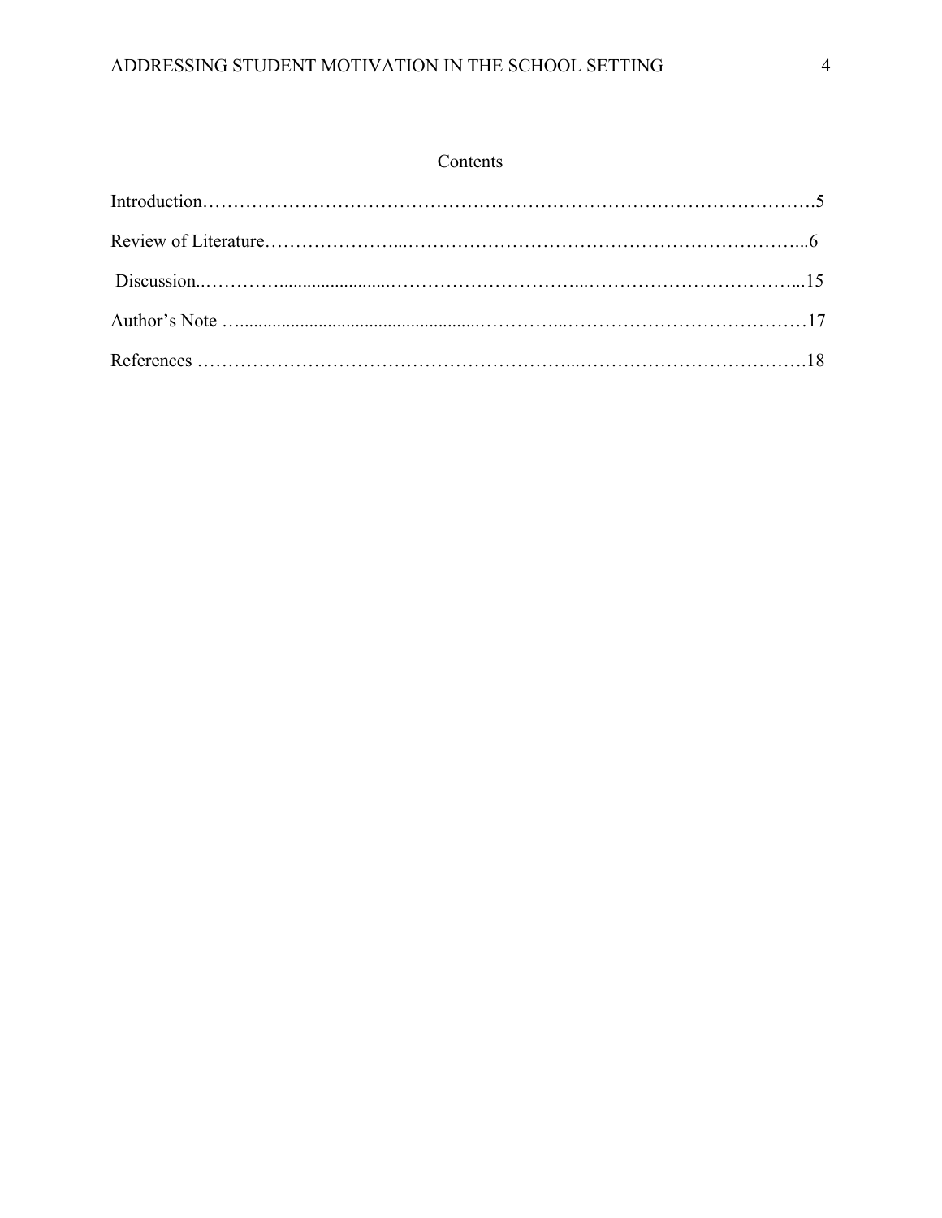# Contents

Introduction……………………………………………………………………………………….5

Review of Literature…………………...…………………………………………………………...6

Discussion..…………........................……………………………...……………………………...15

Author's Note …..................................................…………...…………………………………17

References ……………………………………………………...……………………………….18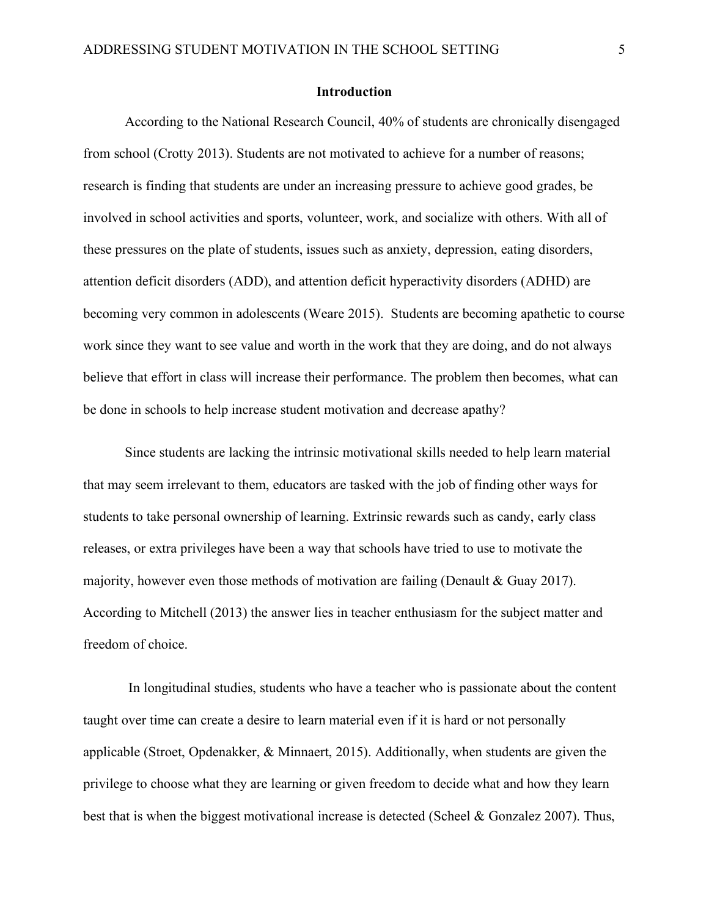## Introduction

According to the National Research Council, 40% of students are chronically disengaged from school (Crotty 2013). Students are not motivated to achieve for a number of reasons; research is finding that students are under an increasing pressure to achieve good grades, be involved in school activities and sports, volunteer, work, and socialize with others. With all of these pressures on the plate of students, issues such as anxiety, depression, eating disorders, attention deficit disorders (ADD), and attention deficit hyperactivity disorders (ADHD) are becoming very common in adolescents (Weare 2015). Students are becoming apathetic to course work since they want to see value and worth in the work that they are doing, and do not always believe that effort in class will increase their performance. The problem then becomes, what can be done in schools to help increase student motivation and decrease apathy?

Since students are lacking the intrinsic motivational skills needed to help learn material that may seem irrelevant to them, educators are tasked with the job of finding other ways for students to take personal ownership of learning. Extrinsic rewards such as candy, early class releases, or extra privileges have been a way that schools have tried to use to motivate the majority, however even those methods of motivation are failing (Denault & Guay 2017). According to Mitchell (2013) the answer lies in teacher enthusiasm for the subject matter and freedom of choice.

In longitudinal studies, students who have a teacher who is passionate about the content taught over time can create a desire to learn material even if it is hard or not personally applicable (Stroet, Opdenakker, & Minnaert, 2015). Additionally, when students are given the privilege to choose what they are learning or given freedom to decide what and how they learn best that is when the biggest motivational increase is detected (Scheel & Gonzalez 2007). Thus,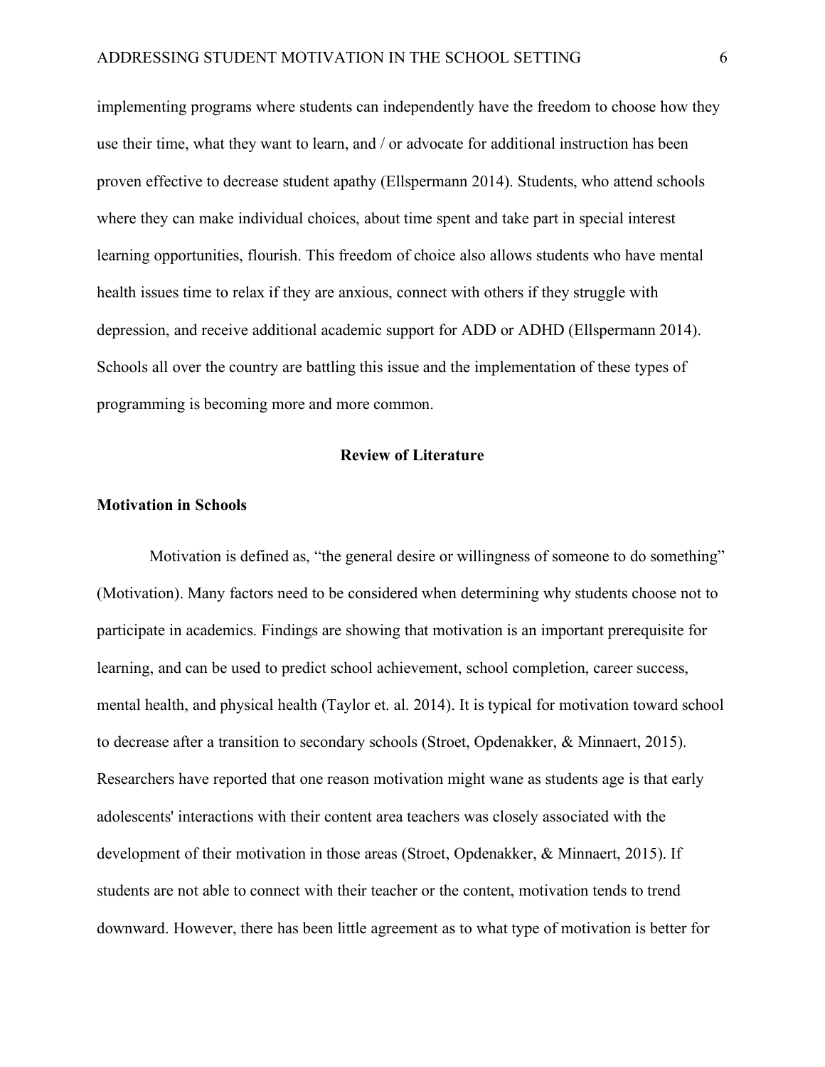implementing programs where students can independently have the freedom to choose how they use their time, what they want to learn, and / or advocate for additional instruction has been proven effective to decrease student apathy (Ellspermann 2014). Students, who attend schools where they can make individual choices, about time spent and take part in special interest learning opportunities, flourish. This freedom of choice also allows students who have mental health issues time to relax if they are anxious, connect with others if they struggle with depression, and receive additional academic support for ADD or ADHD (Ellspermann 2014). Schools all over the country are battling this issue and the implementation of these types of programming is becoming more and more common.

## Review of Literature

### Motivation in Schools

Motivation is defined as, "the general desire or willingness of someone to do something" (Motivation). Many factors need to be considered when determining why students choose not to participate in academics. Findings are showing that motivation is an important prerequisite for learning, and can be used to predict school achievement, school completion, career success, mental health, and physical health (Taylor et. al. 2014). It is typical for motivation toward school to decrease after a transition to secondary schools (Stroet, Opdenakker, & Minnaert, 2015). Researchers have reported that one reason motivation might wane as students age is that early adolescents' interactions with their content area teachers was closely associated with the development of their motivation in those areas (Stroet, Opdenakker, & Minnaert, 2015). If students are not able to connect with their teacher or the content, motivation tends to trend downward. However, there has been little agreement as to what type of motivation is better for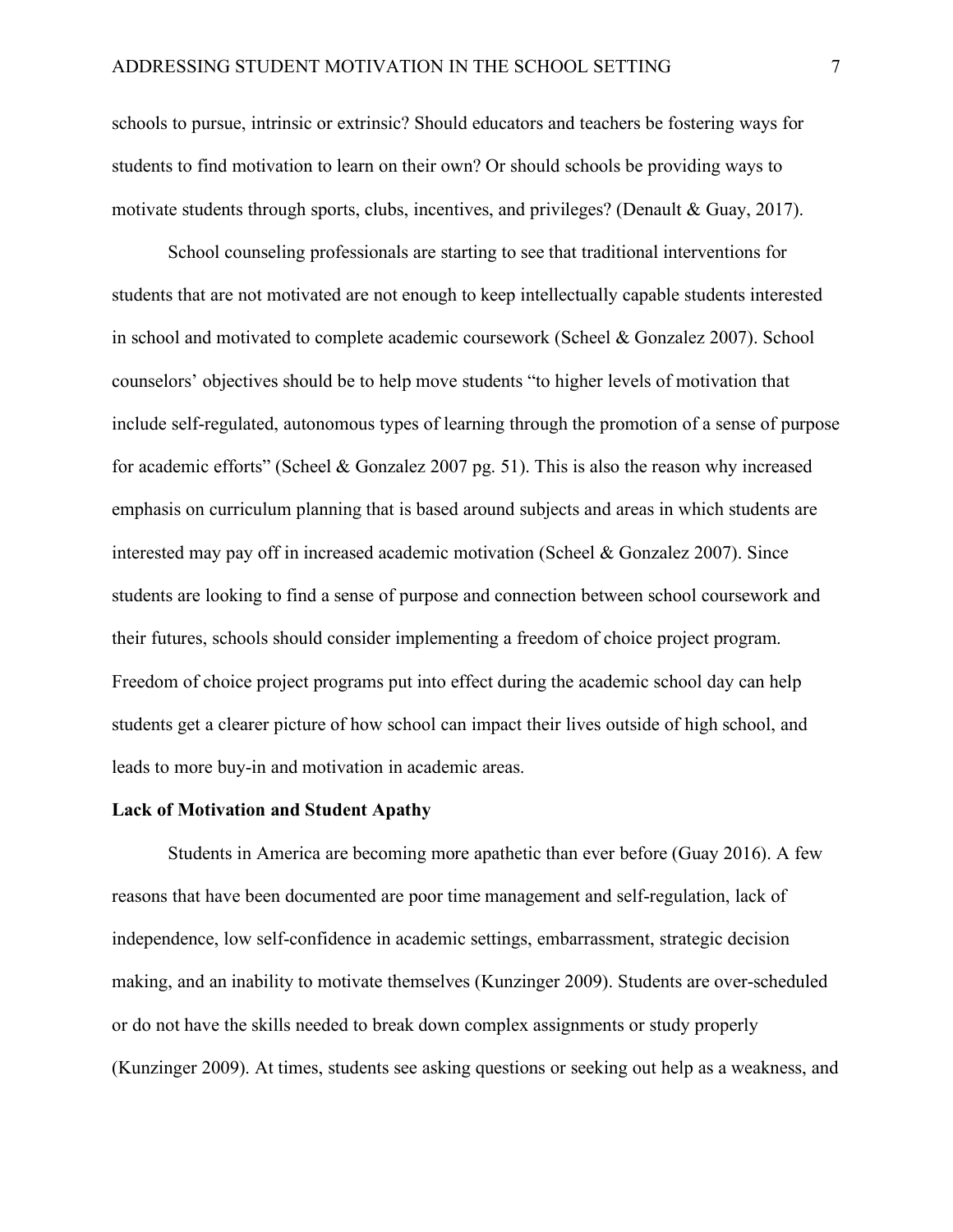schools to pursue, intrinsic or extrinsic? Should educators and teachers be fostering ways for students to find motivation to learn on their own? Or should schools be providing ways to motivate students through sports, clubs, incentives, and privileges? (Denault & Guay, 2017).

School counseling professionals are starting to see that traditional interventions for students that are not motivated are not enough to keep intellectually capable students interested in school and motivated to complete academic coursework (Scheel & Gonzalez 2007). School counselors' objectives should be to help move students "to higher levels of motivation that include self-regulated, autonomous types of learning through the promotion of a sense of purpose for academic efforts" (Scheel & Gonzalez 2007 pg. 51). This is also the reason why increased emphasis on curriculum planning that is based around subjects and areas in which students are interested may pay off in increased academic motivation (Scheel & Gonzalez 2007). Since students are looking to find a sense of purpose and connection between school coursework and their futures, schools should consider implementing a freedom of choice project program. Freedom of choice project programs put into effect during the academic school day can help students get a clearer picture of how school can impact their lives outside of high school, and leads to more buy-in and motivation in academic areas.

**Lack of Motivation and Student Apathy**

Students in America are becoming more apathetic than ever before (Guay 2016). A few reasons that have been documented are poor time management and self-regulation, lack of independence, low self-confidence in academic settings, embarrassment, strategic decision making, and an inability to motivate themselves (Kunzinger 2009). Students are over-scheduled or do not have the skills needed to break down complex assignments or study properly (Kunzinger 2009). At times, students see asking questions or seeking out help as a weakness, and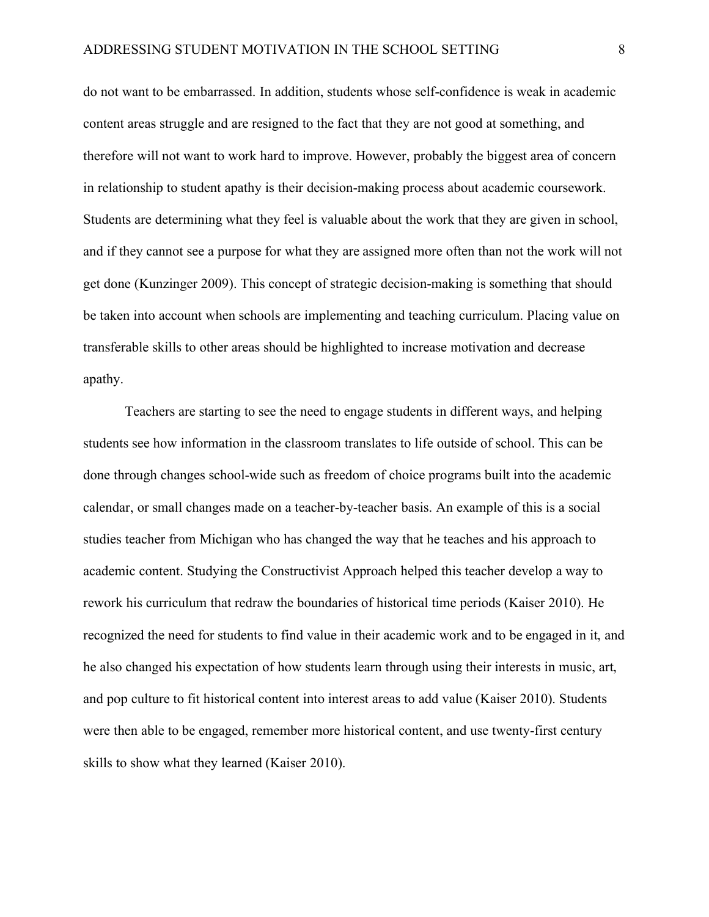do not want to be embarrassed. In addition, students whose self-confidence is weak in academic content areas struggle and are resigned to the fact that they are not good at something, and therefore will not want to work hard to improve. However, probably the biggest area of concern in relationship to student apathy is their decision-making process about academic coursework. Students are determining what they feel is valuable about the work that they are given in school, and if they cannot see a purpose for what they are assigned more often than not the work will not get done (Kunzinger 2009). This concept of strategic decision-making is something that should be taken into account when schools are implementing and teaching curriculum. Placing value on transferable skills to other areas should be highlighted to increase motivation and decrease apathy.

Teachers are starting to see the need to engage students in different ways, and helping students see how information in the classroom translates to life outside of school. This can be done through changes school-wide such as freedom of choice programs built into the academic calendar, or small changes made on a teacher-by-teacher basis. An example of this is a social studies teacher from Michigan who has changed the way that he teaches and his approach to academic content. Studying the Constructivist Approach helped this teacher develop a way to rework his curriculum that redraw the boundaries of historical time periods (Kaiser 2010). He recognized the need for students to find value in their academic work and to be engaged in it, and he also changed his expectation of how students learn through using their interests in music, art, and pop culture to fit historical content into interest areas to add value (Kaiser 2010). Students were then able to be engaged, remember more historical content, and use twenty-first century skills to show what they learned (Kaiser 2010).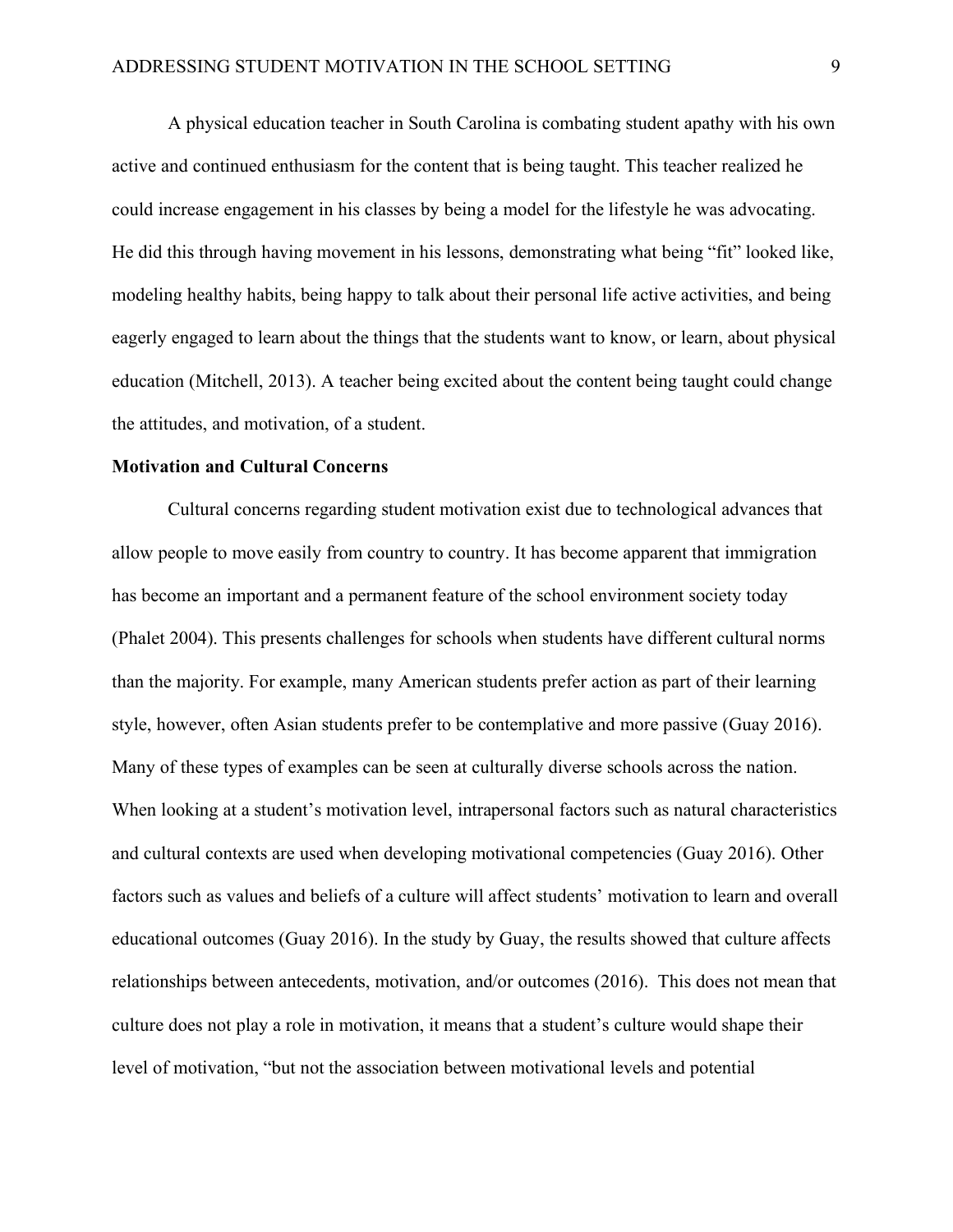A physical education teacher in South Carolina is combating student apathy with his own active and continued enthusiasm for the content that is being taught. This teacher realized he could increase engagement in his classes by being a model for the lifestyle he was advocating. He did this through having movement in his lessons, demonstrating what being "fit" looked like, modeling healthy habits, being happy to talk about their personal life active activities, and being eagerly engaged to learn about the things that the students want to know, or learn, about physical education (Mitchell, 2013). A teacher being excited about the content being taught could change the attitudes, and motivation, of a student.

**Motivation and Cultural Concerns**

Cultural concerns regarding student motivation exist due to technological advances that allow people to move easily from country to country. It has become apparent that immigration has become an important and a permanent feature of the school environment society today (Phalet 2004). This presents challenges for schools when students have different cultural norms than the majority. For example, many American students prefer action as part of their learning style, however, often Asian students prefer to be contemplative and more passive (Guay 2016). Many of these types of examples can be seen at culturally diverse schools across the nation. When looking at a student's motivation level, intrapersonal factors such as natural characteristics and cultural contexts are used when developing motivational competencies (Guay 2016). Other factors such as values and beliefs of a culture will affect students' motivation to learn and overall educational outcomes (Guay 2016). In the study by Guay, the results showed that culture affects relationships between antecedents, motivation, and/or outcomes (2016). This does not mean that culture does not play a role in motivation, it means that a student's culture would shape their level of motivation, "but not the association between motivational levels and potential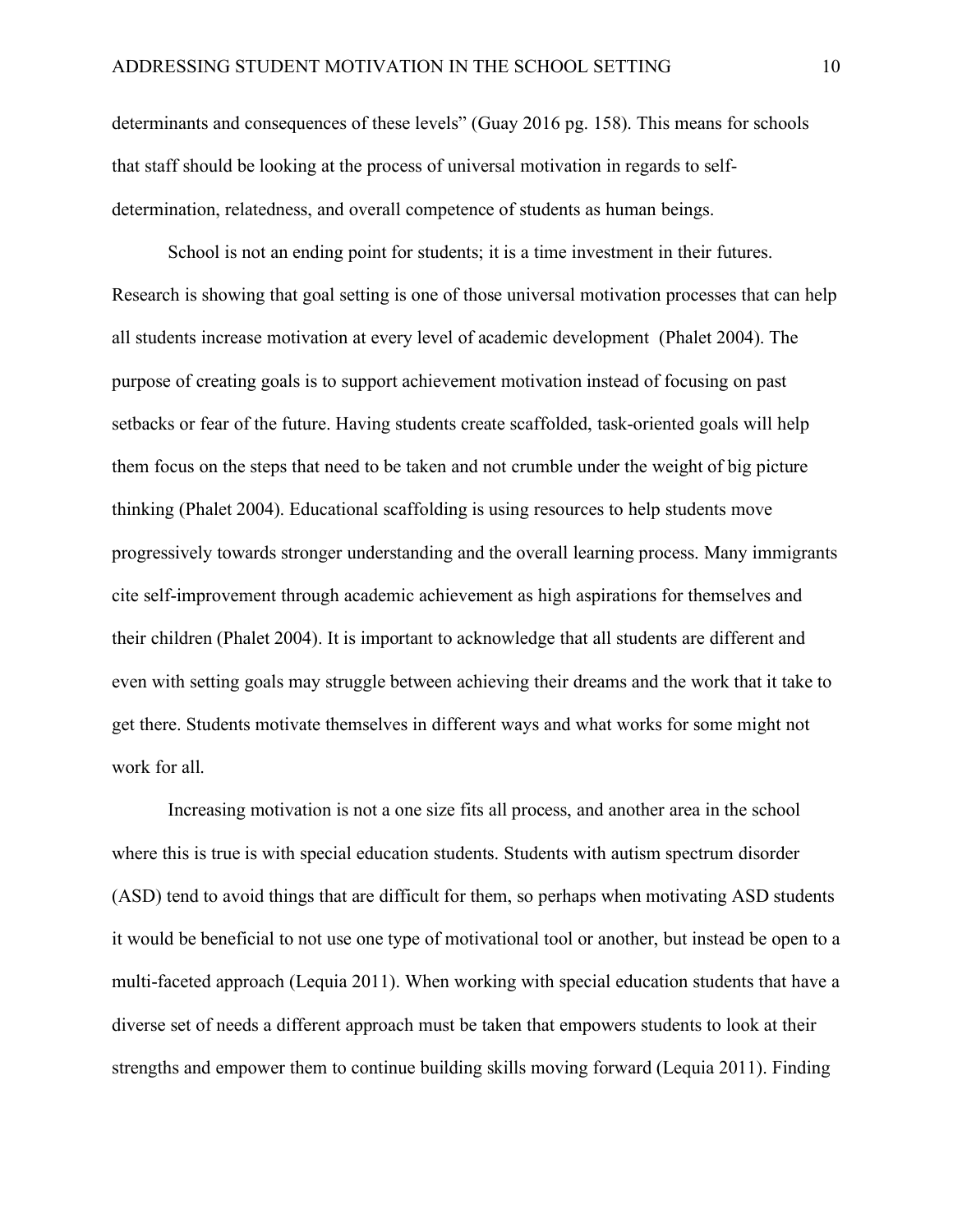determinants and consequences of these levels" (Guay 2016 pg. 158). This means for schools that staff should be looking at the process of universal motivation in regards to self-determination, relatedness, and overall competence of students as human beings.

School is not an ending point for students; it is a time investment in their futures. Research is showing that goal setting is one of those universal motivation processes that can help all students increase motivation at every level of academic development (Phalet 2004). The purpose of creating goals is to support achievement motivation instead of focusing on past setbacks or fear of the future. Having students create scaffolded, task-oriented goals will help them focus on the steps that need to be taken and not crumble under the weight of big picture thinking (Phalet 2004). Educational scaffolding is using resources to help students move progressively towards stronger understanding and the overall learning process. Many immigrants cite self-improvement through academic achievement as high aspirations for themselves and their children (Phalet 2004). It is important to acknowledge that all students are different and even with setting goals may struggle between achieving their dreams and the work that it take to get there. Students motivate themselves in different ways and what works for some might not work for all.

Increasing motivation is not a one size fits all process, and another area in the school where this is true is with special education students. Students with autism spectrum disorder (ASD) tend to avoid things that are difficult for them, so perhaps when motivating ASD students it would be beneficial to not use one type of motivational tool or another, but instead be open to a multi-faceted approach (Lequia 2011). When working with special education students that have a diverse set of needs a different approach must be taken that empowers students to look at their strengths and empower them to continue building skills moving forward (Lequia 2011). Finding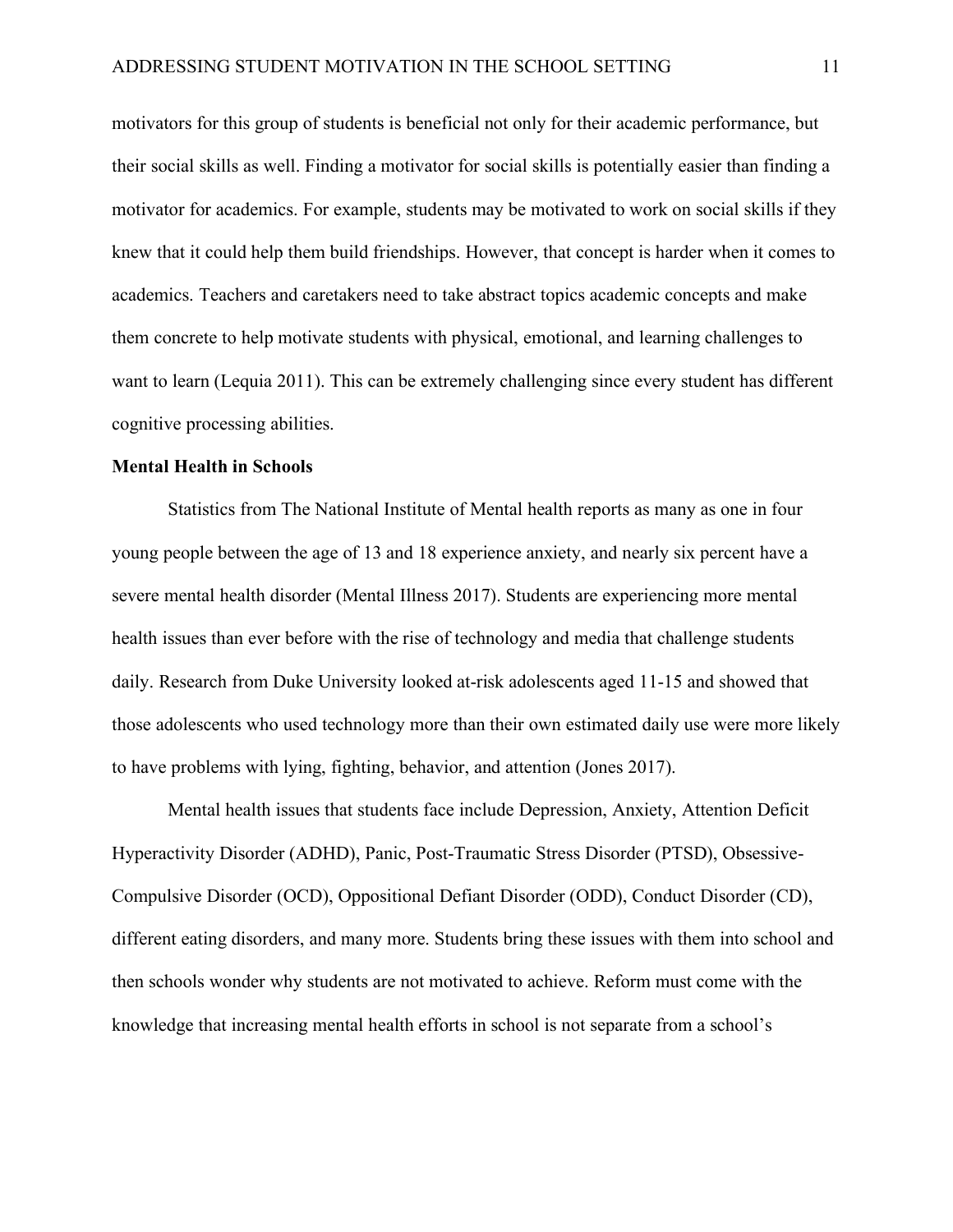motivators for this group of students is beneficial not only for their academic performance, but their social skills as well. Finding a motivator for social skills is potentially easier than finding a motivator for academics. For example, students may be motivated to work on social skills if they knew that it could help them build friendships. However, that concept is harder when it comes to academics. Teachers and caretakers need to take abstract topics academic concepts and make them concrete to help motivate students with physical, emotional, and learning challenges to want to learn (Lequia 2011). This can be extremely challenging since every student has different cognitive processing abilities.

**Mental Health in Schools**

Statistics from The National Institute of Mental health reports as many as one in four young people between the age of 13 and 18 experience anxiety, and nearly six percent have a severe mental health disorder (Mental Illness 2017). Students are experiencing more mental health issues than ever before with the rise of technology and media that challenge students daily. Research from Duke University looked at-risk adolescents aged 11-15 and showed that those adolescents who used technology more than their own estimated daily use were more likely to have problems with lying, fighting, behavior, and attention (Jones 2017).

Mental health issues that students face include Depression, Anxiety, Attention Deficit Hyperactivity Disorder (ADHD), Panic, Post-Traumatic Stress Disorder (PTSD), Obsessive-Compulsive Disorder (OCD), Oppositional Defiant Disorder (ODD), Conduct Disorder (CD), different eating disorders, and many more. Students bring these issues with them into school and then schools wonder why students are not motivated to achieve. Reform must come with the knowledge that increasing mental health efforts in school is not separate from a school's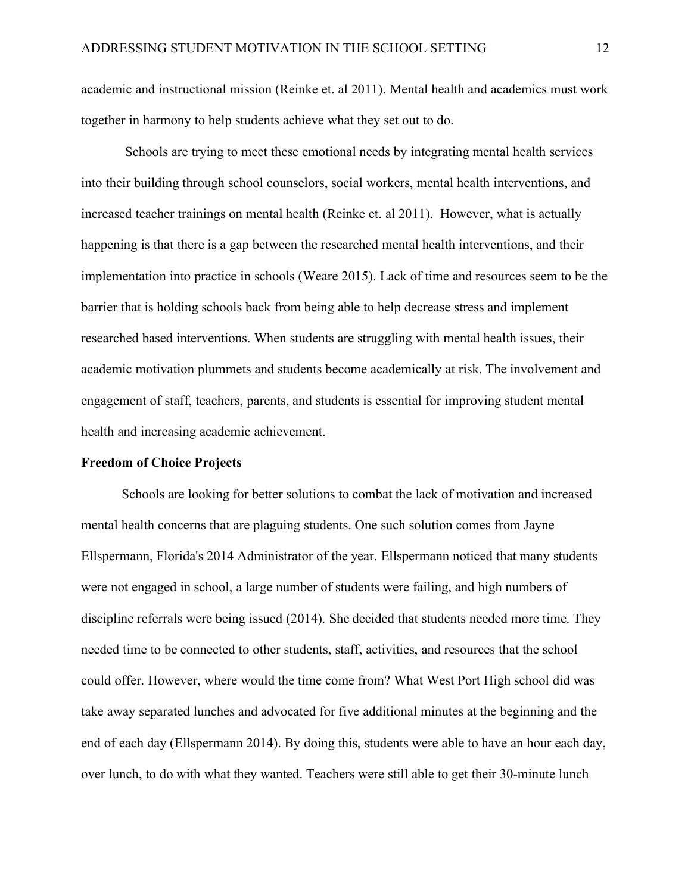academic and instructional mission (Reinke et. al 2011). Mental health and academics must work together in harmony to help students achieve what they set out to do.

Schools are trying to meet these emotional needs by integrating mental health services into their building through school counselors, social workers, mental health interventions, and increased teacher trainings on mental health (Reinke et. al 2011). However, what is actually happening is that there is a gap between the researched mental health interventions, and their implementation into practice in schools (Weare 2015). Lack of time and resources seem to be the barrier that is holding schools back from being able to help decrease stress and implement researched based interventions. When students are struggling with mental health issues, their academic motivation plummets and students become academically at risk. The involvement and engagement of staff, teachers, parents, and students is essential for improving student mental health and increasing academic achievement.

**Freedom of Choice Projects**

Schools are looking for better solutions to combat the lack of motivation and increased mental health concerns that are plaguing students. One such solution comes from Jayne Ellspermann, Florida's 2014 Administrator of the year. Ellspermann noticed that many students were not engaged in school, a large number of students were failing, and high numbers of discipline referrals were being issued (2014). She decided that students needed more time. They needed time to be connected to other students, staff, activities, and resources that the school could offer. However, where would the time come from? What West Port High school did was take away separated lunches and advocated for five additional minutes at the beginning and the end of each day (Ellspermann 2014). By doing this, students were able to have an hour each day, over lunch, to do with what they wanted. Teachers were still able to get their 30-minute lunch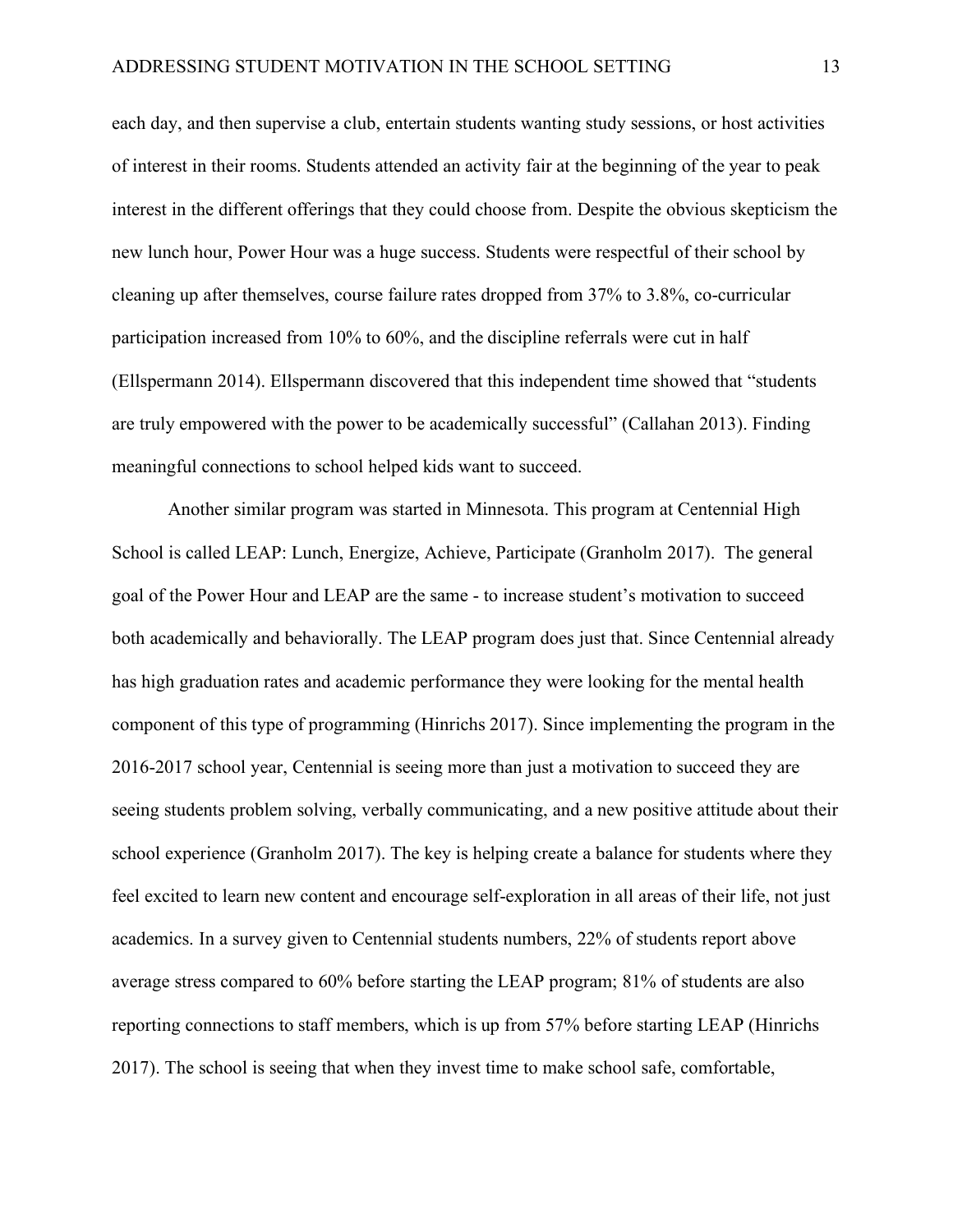each day, and then supervise a club, entertain students wanting study sessions, or host activities of interest in their rooms. Students attended an activity fair at the beginning of the year to peak interest in the different offerings that they could choose from. Despite the obvious skepticism the new lunch hour, Power Hour was a huge success. Students were respectful of their school by cleaning up after themselves, course failure rates dropped from 37% to 3.8%, co-curricular participation increased from 10% to 60%, and the discipline referrals were cut in half (Ellspermann 2014). Ellspermann discovered that this independent time showed that "students are truly empowered with the power to be academically successful" (Callahan 2013). Finding meaningful connections to school helped kids want to succeed.

Another similar program was started in Minnesota. This program at Centennial High School is called LEAP: Lunch, Energize, Achieve, Participate (Granholm 2017). The general goal of the Power Hour and LEAP are the same - to increase student's motivation to succeed both academically and behaviorally. The LEAP program does just that. Since Centennial already has high graduation rates and academic performance they were looking for the mental health component of this type of programming (Hinrichs 2017). Since implementing the program in the 2016-2017 school year, Centennial is seeing more than just a motivation to succeed they are seeing students problem solving, verbally communicating, and a new positive attitude about their school experience (Granholm 2017). The key is helping create a balance for students where they feel excited to learn new content and encourage self-exploration in all areas of their life, not just academics. In a survey given to Centennial students numbers, 22% of students report above average stress compared to 60% before starting the LEAP program; 81% of students are also reporting connections to staff members, which is up from 57% before starting LEAP (Hinrichs 2017). The school is seeing that when they invest time to make school safe, comfortable,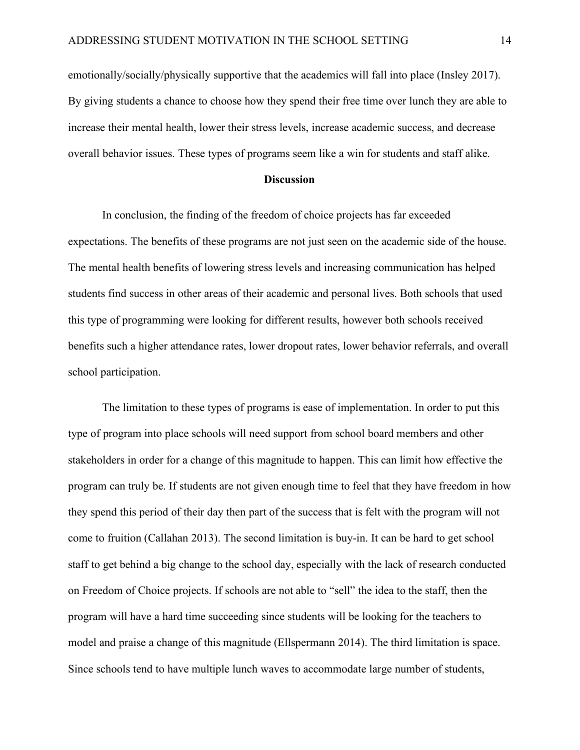emotionally/socially/physically supportive that the academics will fall into place (Insley 2017). By giving students a chance to choose how they spend their free time over lunch they are able to increase their mental health, lower their stress levels, increase academic success, and decrease overall behavior issues. These types of programs seem like a win for students and staff alike.

## Discussion

In conclusion, the finding of the freedom of choice projects has far exceeded expectations. The benefits of these programs are not just seen on the academic side of the house. The mental health benefits of lowering stress levels and increasing communication has helped students find success in other areas of their academic and personal lives. Both schools that used this type of programming were looking for different results, however both schools received benefits such a higher attendance rates, lower dropout rates, lower behavior referrals, and overall school participation.

The limitation to these types of programs is ease of implementation. In order to put this type of program into place schools will need support from school board members and other stakeholders in order for a change of this magnitude to happen. This can limit how effective the program can truly be. If students are not given enough time to feel that they have freedom in how they spend this period of their day then part of the success that is felt with the program will not come to fruition (Callahan 2013). The second limitation is buy-in. It can be hard to get school staff to get behind a big change to the school day, especially with the lack of research conducted on Freedom of Choice projects. If schools are not able to "sell" the idea to the staff, then the program will have a hard time succeeding since students will be looking for the teachers to model and praise a change of this magnitude (Ellspermann 2014). The third limitation is space. Since schools tend to have multiple lunch waves to accommodate large number of students,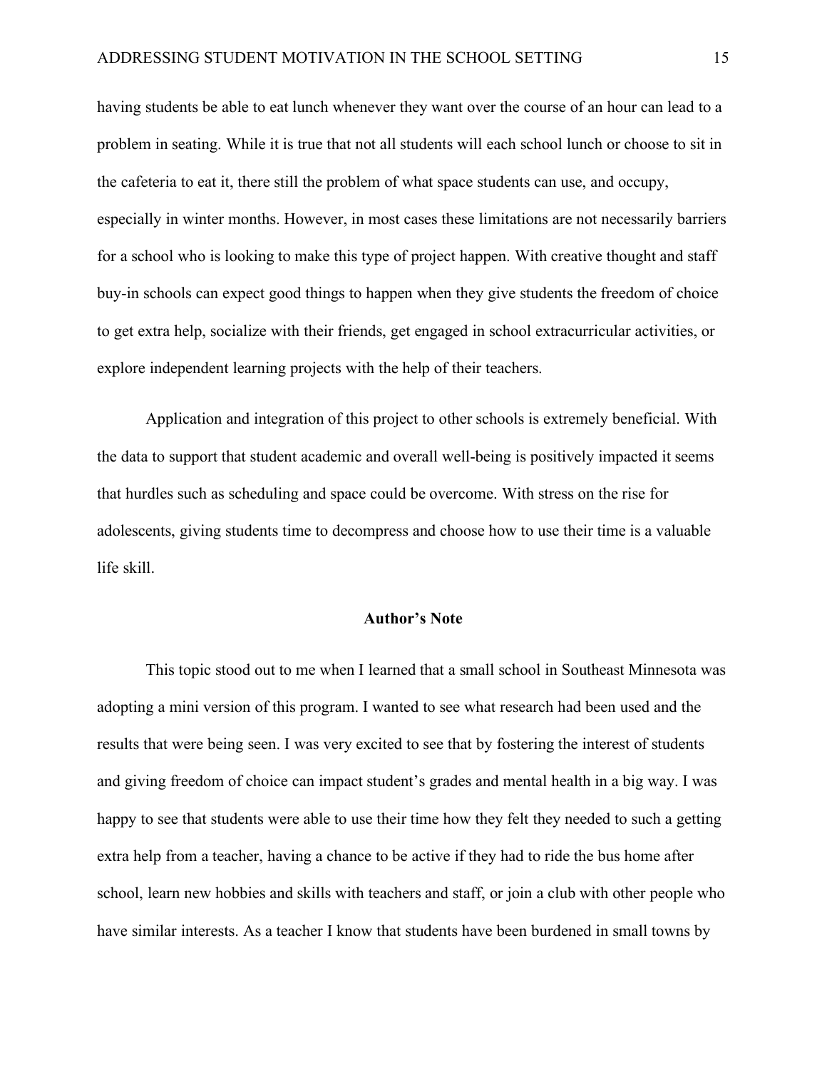having students be able to eat lunch whenever they want over the course of an hour can lead to a problem in seating. While it is true that not all students will each school lunch or choose to sit in the cafeteria to eat it, there still the problem of what space students can use, and occupy, especially in winter months. However, in most cases these limitations are not necessarily barriers for a school who is looking to make this type of project happen. With creative thought and staff buy-in schools can expect good things to happen when they give students the freedom of choice to get extra help, socialize with their friends, get engaged in school extracurricular activities, or explore independent learning projects with the help of their teachers.

Application and integration of this project to other schools is extremely beneficial. With the data to support that student academic and overall well-being is positively impacted it seems that hurdles such as scheduling and space could be overcome. With stress on the rise for adolescents, giving students time to decompress and choose how to use their time is a valuable life skill.

## Author's Note

This topic stood out to me when I learned that a small school in Southeast Minnesota was adopting a mini version of this program. I wanted to see what research had been used and the results that were being seen. I was very excited to see that by fostering the interest of students and giving freedom of choice can impact student's grades and mental health in a big way. I was happy to see that students were able to use their time how they felt they needed to such a getting extra help from a teacher, having a chance to be active if they had to ride the bus home after school, learn new hobbies and skills with teachers and staff, or join a club with other people who have similar interests. As a teacher I know that students have been burdened in small towns by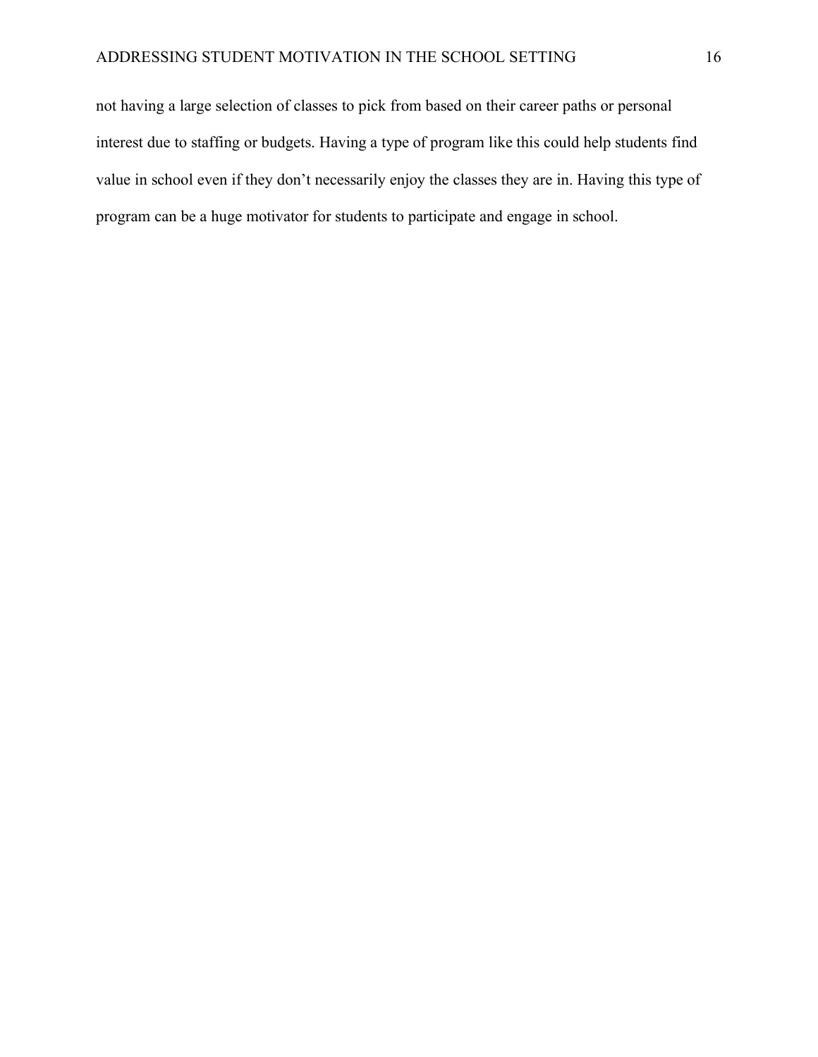not having a large selection of classes to pick from based on their career paths or personal interest due to staffing or budgets. Having a type of program like this could help students find value in school even if they don't necessarily enjoy the classes they are in. Having this type of program can be a huge motivator for students to participate and engage in school.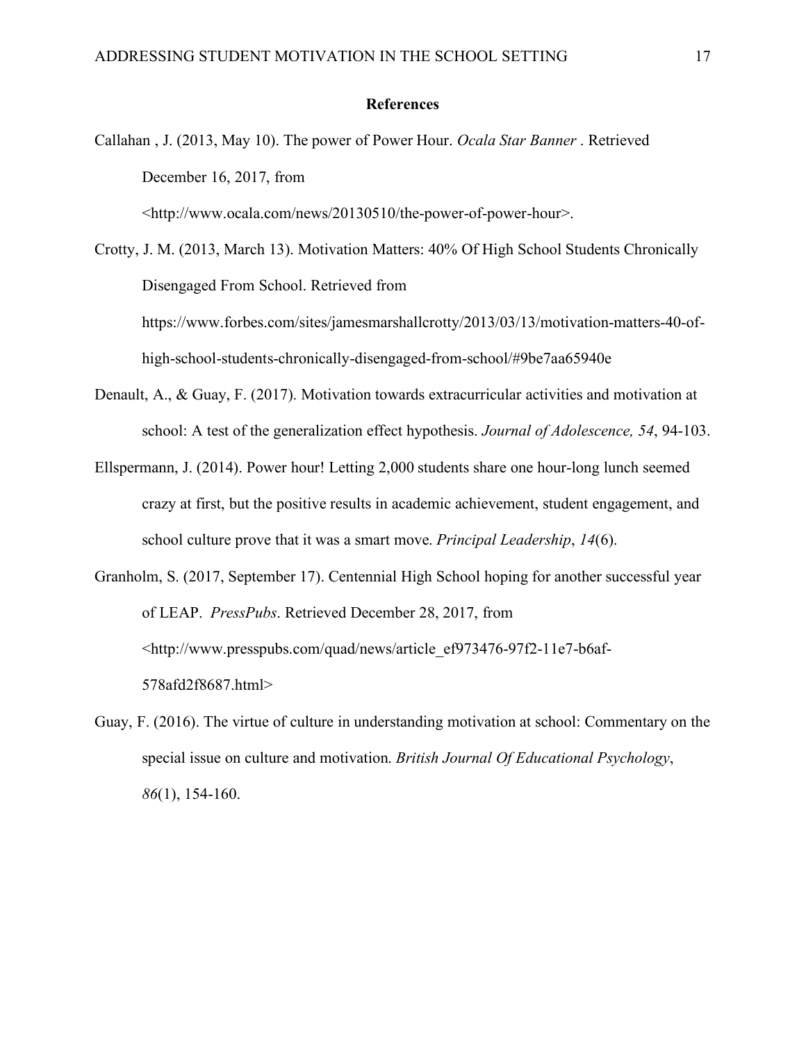**References**

Callahan , J. (2013, May 10). The power of Power Hour. *Ocala Star Banner* . Retrieved December 16, 2017, from <http://www.ocala.com/news/20130510/the-power-of-power-hour>.

Crotty, J. M. (2013, March 13). Motivation Matters: 40% Of High School Students Chronically Disengaged From School. Retrieved from https://www.forbes.com/sites/jamesmarshallcrotty/2013/03/13/motivation-matters-40-of-high-school-students-chronically-disengaged-from-school/#9be7aa65940e

Denault, A., & Guay, F. (2017). Motivation towards extracurricular activities and motivation at school: A test of the generalization effect hypothesis. *Journal of Adolescence, 54*, 94-103.

Ellspermann, J. (2014). Power hour! Letting 2,000 students share one hour-long lunch seemed crazy at first, but the positive results in academic achievement, student engagement, and school culture prove that it was a smart move. *Principal Leadership*, *14*(6).

Granholm, S. (2017, September 17). Centennial High School hoping for another successful year of LEAP. *PressPubs*. Retrieved December 28, 2017, from <http://www.presspubs.com/quad/news/article_ef973476-97f2-11e7-b6af-578afd2f8687.html>

Guay, F. (2016). The virtue of culture in understanding motivation at school: Commentary on the special issue on culture and motivation. *British Journal Of Educational Psychology*, *86*(1), 154-160.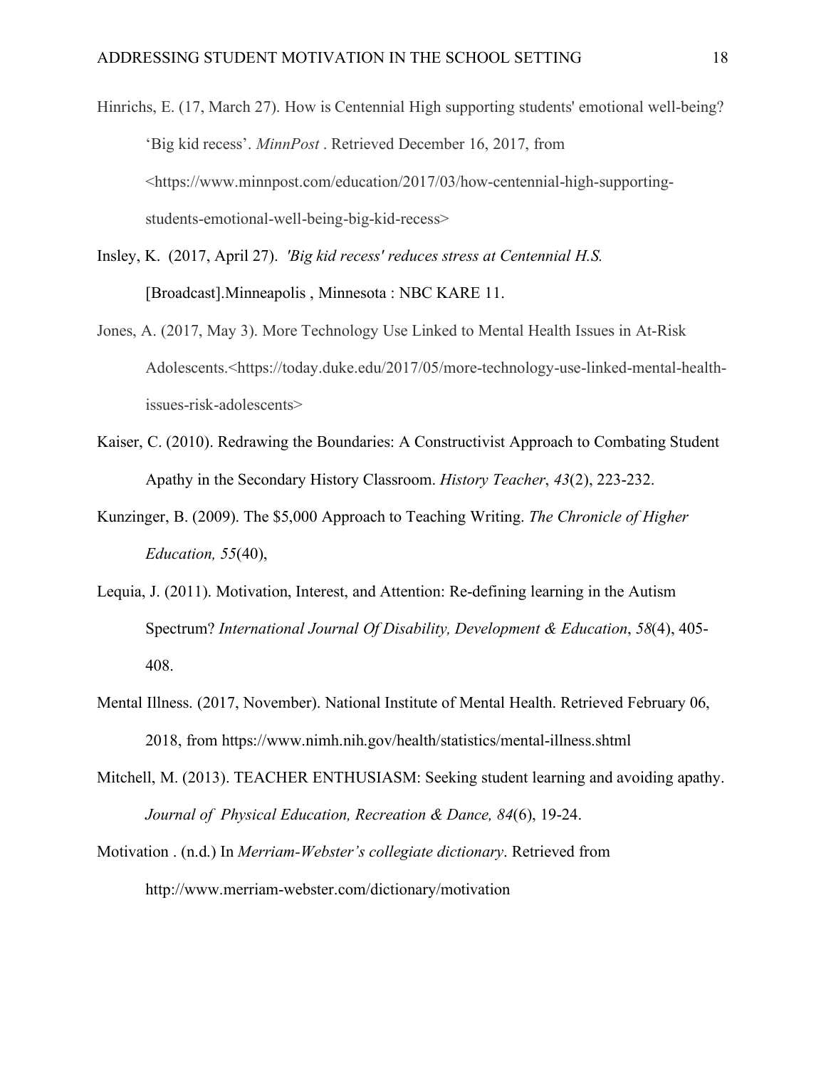Hinrichs, E. (17, March 27). How is Centennial High supporting students' emotional well-being? 'Big kid recess'. *MinnPost* . Retrieved December 16, 2017, from <https://www.minnpost.com/education/2017/03/how-centennial-high-supporting-students-emotional-well-being-big-kid-recess>

Insley, K. (2017, April 27). *'Big kid recess' reduces stress at Centennial H.S.* [Broadcast].Minneapolis , Minnesota : NBC KARE 11.

Jones, A. (2017, May 3). More Technology Use Linked to Mental Health Issues in At-Risk Adolescents.<https://today.duke.edu/2017/05/more-technology-use-linked-mental-health-issues-risk-adolescents>

Kaiser, C. (2010). Redrawing the Boundaries: A Constructivist Approach to Combating Student Apathy in the Secondary History Classroom. *History Teacher*, *43*(2), 223-232.

Kunzinger, B. (2009). The $5,000 Approach to Teaching Writing. *The Chronicle of Higher Education, 55*(40),

Lequia, J. (2011). Motivation, Interest, and Attention: Re-defining learning in the Autism Spectrum? *International Journal Of Disability, Development & Education*, *58*(4), 405-408.

Mental Illness. (2017, November). National Institute of Mental Health. Retrieved February 06, 2018, from https://www.nimh.nih.gov/health/statistics/mental-illness.shtml

Mitchell, M. (2013). TEACHER ENTHUSIASM: Seeking student learning and avoiding apathy. *Journal of Physical Education, Recreation & Dance, 84*(6), 19-24.

Motivation . (n.d.) In *Merriam-Webster's collegiate dictionary*. Retrieved from http://www.merriam-webster.com/dictionary/motivation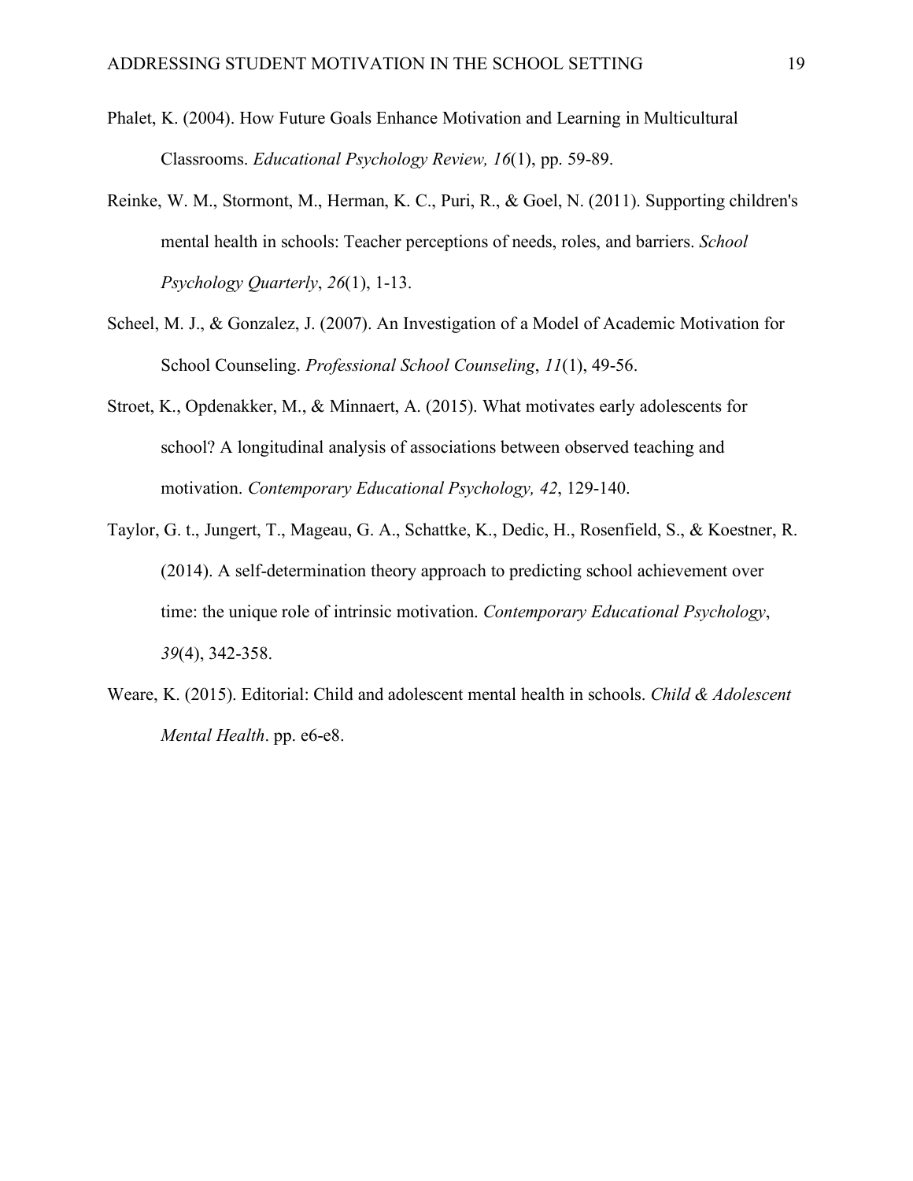Phalet, K. (2004). How Future Goals Enhance Motivation and Learning in Multicultural Classrooms. *Educational Psychology Review, 16*(1), pp. 59-89.

Reinke, W. M., Stormont, M., Herman, K. C., Puri, R., & Goel, N. (2011). Supporting children's mental health in schools: Teacher perceptions of needs, roles, and barriers. *School Psychology Quarterly*, *26*(1), 1-13.

Scheel, M. J., & Gonzalez, J. (2007). An Investigation of a Model of Academic Motivation for School Counseling. *Professional School Counseling*, *11*(1), 49-56.

Stroet, K., Opdenakker, M., & Minnaert, A. (2015). What motivates early adolescents for school? A longitudinal analysis of associations between observed teaching and motivation. *Contemporary Educational Psychology, 42*, 129-140.

Taylor, G. t., Jungert, T., Mageau, G. A., Schattke, K., Dedic, H., Rosenfield, S., & Koestner, R. (2014). A self-determination theory approach to predicting school achievement over time: the unique role of intrinsic motivation. *Contemporary Educational Psychology*, *39*(4), 342-358.

Weare, K. (2015). Editorial: Child and adolescent mental health in schools. *Child & Adolescent Mental Health*. pp. e6-e8.